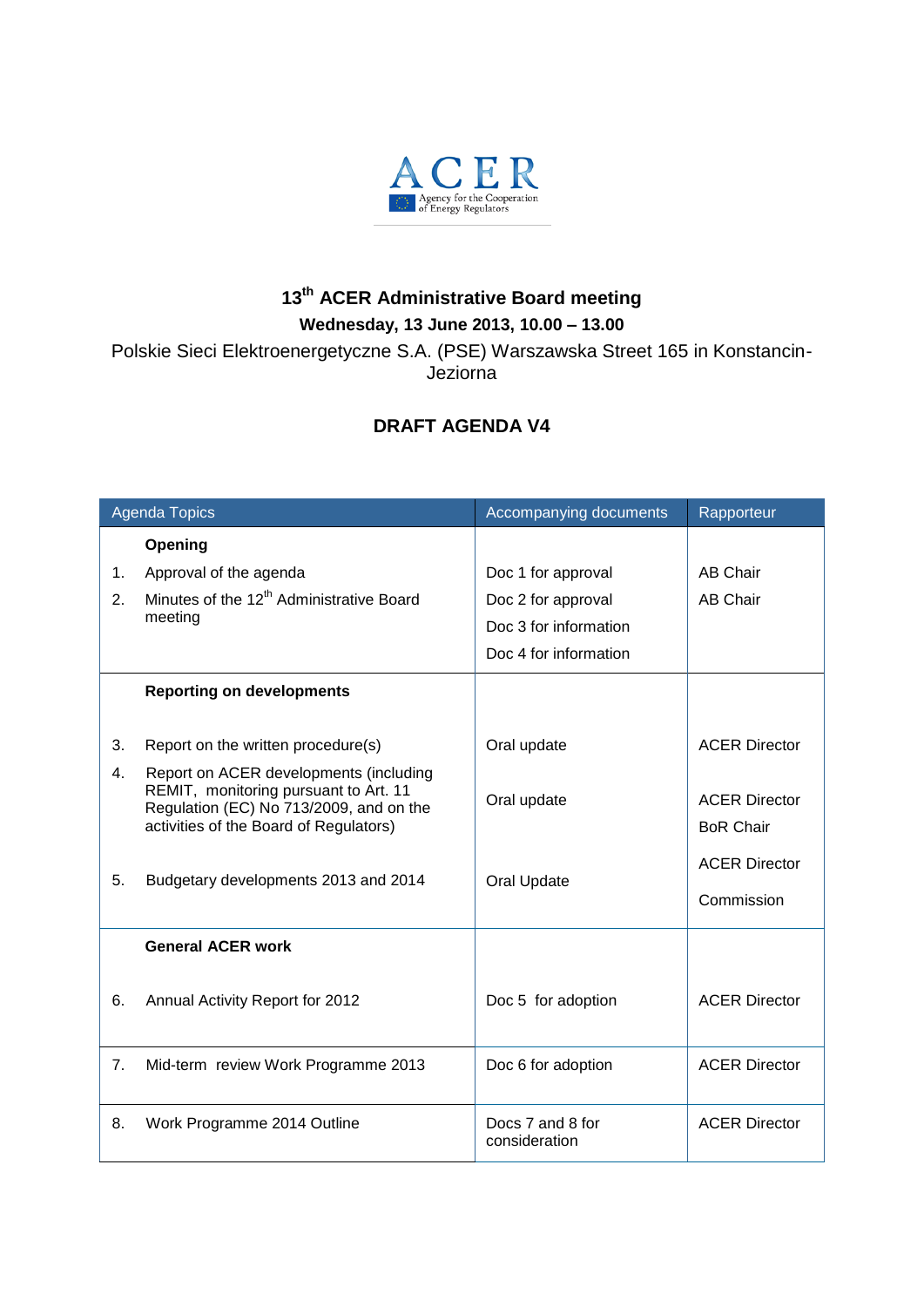ACER
Agency for the Cooperation of Energy Regulators

# 13th ACER Administrative Board meeting

**Wednesday, 13 June 2013, 10.00 – 13.00**

Polskie Sieci Elektroenergetyczne S.A. (PSE) Warszawska Street 165 in Konstancin-Jeziorna

## DRAFT AGENDA V4

| | Agenda Topics | Accompanying documents | Rapporteur |
|---|---|---|---|
| | **Opening** | | |
| 1. | Approval of the agenda | Doc 1 for approval | AB Chair |
| 2. | Minutes of the 12th Administrative Board meeting | Doc 2 for approval<br>Doc 3 for information<br>Doc 4 for information | AB Chair |
| | **Reporting on developments** | | |
| 3. | Report on the written procedure(s) | Oral update | ACER Director |
| 4. | Report on ACER developments (including REMIT, monitoring pursuant to Art. 11 Regulation (EC) No 713/2009, and on the activities of the Board of Regulators) | Oral update | ACER Director<br>BoR Chair |
| 5. | Budgetary developments 2013 and 2014 | Oral Update | ACER Director<br>Commission |
| | **General ACER work** | | |
| 6. | Annual Activity Report for 2012 | Doc 5 for adoption | ACER Director |
| 7. | Mid-term review Work Programme 2013 | Doc 6 for adoption | ACER Director |
| 8. | Work Programme 2014 Outline | Docs 7 and 8 for consideration | ACER Director |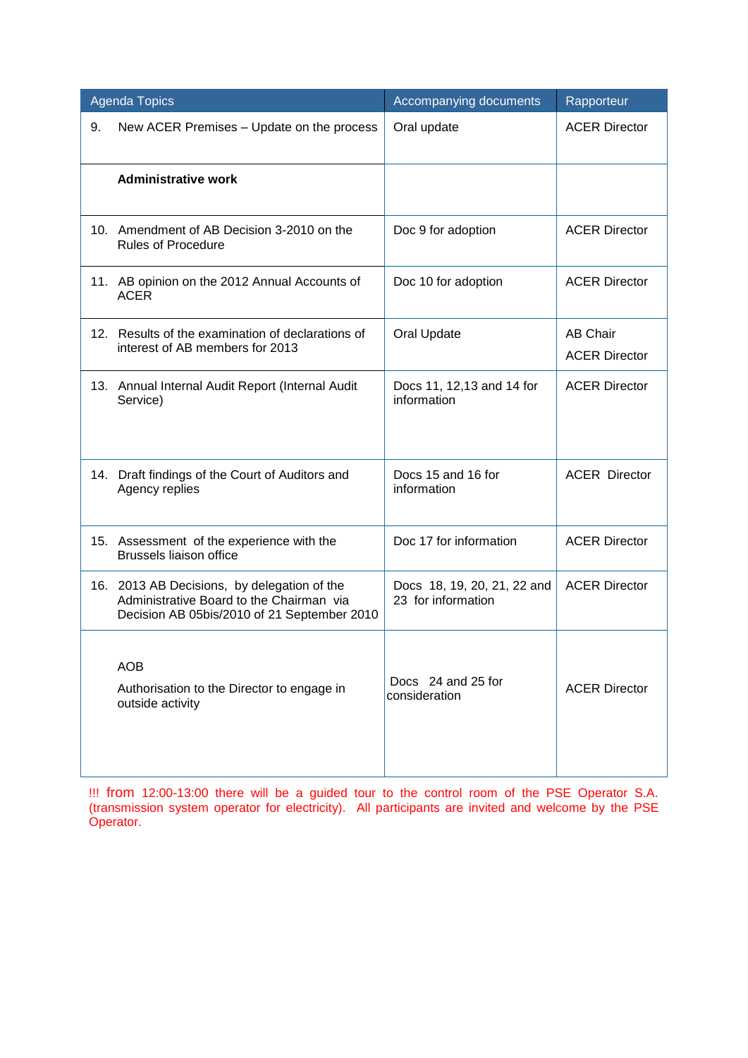| Agenda Topics | Accompanying documents | Rapporteur |
|---|---|---|
| 9. New ACER Premises – Update on the process | Oral update | ACER Director |
| **Administrative work** | | |
| 10. Amendment of AB Decision 3-2010 on the Rules of Procedure | Doc 9 for adoption | ACER Director |
| 11. AB opinion on the 2012 Annual Accounts of ACER | Doc 10 for adoption | ACER Director |
| 12. Results of the examination of declarations of interest of AB members for 2013 | Oral Update | AB Chair<br>ACER Director |
| 13. Annual Internal Audit Report (Internal Audit Service) | Docs 11, 12,13 and 14 for information | ACER Director |
| 14. Draft findings of the Court of Auditors and Agency replies | Docs 15 and 16 for information | ACER Director |
| 15. Assessment of the experience with the Brussels liaison office | Doc 17 for information | ACER Director |
| 16. 2013 AB Decisions, by delegation of the Administrative Board to the Chairman via Decision AB 05bis/2010 of 21 September 2010 | Docs 18, 19, 20, 21, 22 and 23 for information | ACER Director |
| AOB<br>Authorisation to the Director to engage in outside activity | Docs 24 and 25 for consideration | ACER Director |

!!! from 12:00-13:00 there will be a guided tour to the control room of the PSE Operator S.A. (transmission system operator for electricity). All participants are invited and welcome by the PSE Operator.